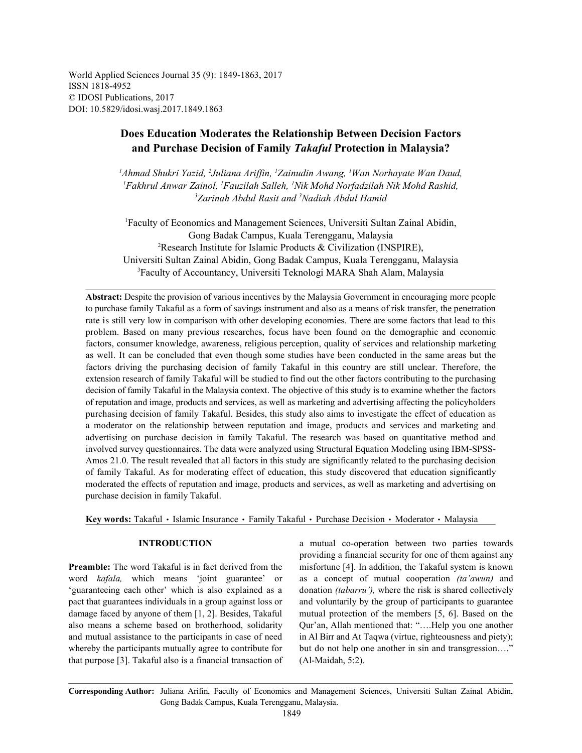World Applied Sciences Journal 35 (9): 1849-1863, 2017
ISSN 1818-4952
© IDOSI Publications, 2017
DOI: 10.5829/idosi.wasj.2017.1849.1863

# Does Education Moderates the Relationship Between Decision Factors and Purchase Decision of Family *Takaful* Protection in Malaysia?

*[1]Ahmad Shukri Yazid, [2]Juliana Ariffin, [1]Zainudin Awang, [1]Wan Norhayate Wan Daud, [1]Fakhrul Anwar Zainol, [1]Fauzilah Salleh, [1]Nik Mohd Norfadzilah Nik Mohd Rashid, [3]Zarinah Abdul Rasit and [3]Nadiah Abdul Hamid*

[1]Faculty of Economics and Management Sciences, Universiti Sultan Zainal Abidin, Gong Badak Campus, Kuala Terengganu, Malaysia
[2]Research Institute for Islamic Products & Civilization (INSPIRE), Universiti Sultan Zainal Abidin, Gong Badak Campus, Kuala Terengganu, Malaysia
[3]Faculty of Accountancy, Universiti Teknologi MARA Shah Alam, Malaysia

**Abstract:** Despite the provision of various incentives by the Malaysia Government in encouraging more people to purchase family Takaful as a form of savings instrument and also as a means of risk transfer, the penetration rate is still very low in comparison with other developing economies. There are some factors that lead to this problem. Based on many previous researches, focus have been found on the demographic and economic factors, consumer knowledge, awareness, religious perception, quality of services and relationship marketing as well. It can be concluded that even though some studies have been conducted in the same areas but the factors driving the purchasing decision of family Takaful in this country are still unclear. Therefore, the extension research of family Takaful will be studied to find out the other factors contributing to the purchasing decision of family Takaful in the Malaysia context. The objective of this study is to examine whether the factors of reputation and image, products and services, as well as marketing and advertising affecting the policyholders purchasing decision of family Takaful. Besides, this study also aims to investigate the effect of education as a moderator on the relationship between reputation and image, products and services and marketing and advertising on purchase decision in family Takaful. The research was based on quantitative method and involved survey questionnaires. The data were analyzed using Structural Equation Modeling using IBM-SPSS-Amos 21.0. The result revealed that all factors in this study are significantly related to the purchasing decision of family Takaful. As for moderating effect of education, this study discovered that education significantly moderated the effects of reputation and image, products and services, as well as marketing and advertising on purchase decision in family Takaful.

**Key words:** Takaful · Islamic Insurance · Family Takaful · Purchase Decision · Moderator · Malaysia

## INTRODUCTION

**Preamble:** The word Takaful is in fact derived from the word *kafala,* which means 'joint guarantee' or 'guaranteeing each other' which is also explained as a pact that guarantees individuals in a group against loss or damage faced by anyone of them [1, 2]. Besides, Takaful also means a scheme based on brotherhood, solidarity and mutual assistance to the participants in case of need whereby the participants mutually agree to contribute for that purpose [3]. Takaful also is a financial transaction of a mutual co-operation between two parties towards providing a financial security for one of them against any misfortune [4]. In addition, the Takaful system is known as a concept of mutual cooperation *(ta'awun)* and donation *(tabarru'),* where the risk is shared collectively and voluntarily by the group of participants to guarantee mutual protection of the members [5, 6]. Based on the Qur'an, Allah mentioned that: "….Help you one another in Al Birr and At Taqwa (virtue, righteousness and piety); but do not help one another in sin and transgression…." (Al-Maidah, 5:2).

**Corresponding Author:** Juliana Arifin, Faculty of Economics and Management Sciences, Universiti Sultan Zainal Abidin, Gong Badak Campus, Kuala Terengganu, Malaysia.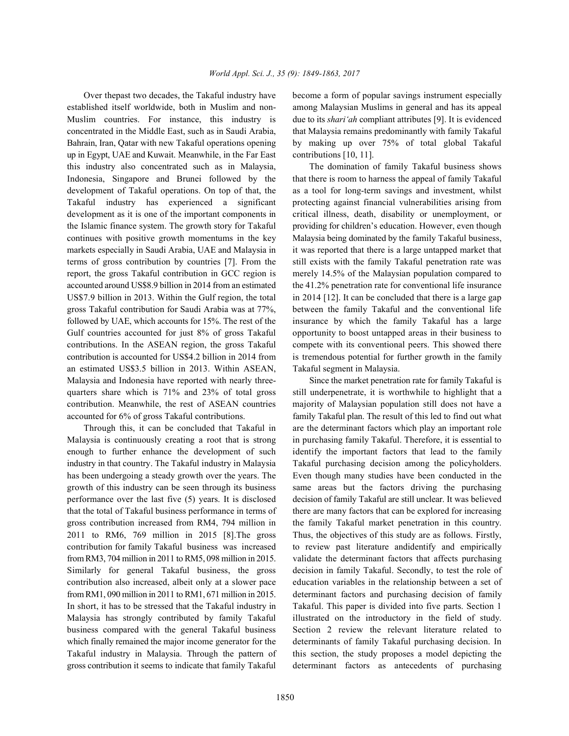Over thepast two decades, the Takaful industry have established itself worldwide, both in Muslim and non-Muslim countries. For instance, this industry is concentrated in the Middle East, such as in Saudi Arabia, Bahrain, Iran, Qatar with new Takaful operations opening up in Egypt, UAE and Kuwait. Meanwhile, in the Far East this industry also concentrated such as in Malaysia, Indonesia, Singapore and Brunei followed by the development of Takaful operations. On top of that, the Takaful industry has experienced a significant development as it is one of the important components in the Islamic finance system. The growth story for Takaful continues with positive growth momentums in the key markets especially in Saudi Arabia, UAE and Malaysia in terms of gross contribution by countries [7]. From the report, the gross Takaful contribution in GCC region is accounted around US$8.9 billion in 2014 from an estimated US$7.9 billion in 2013. Within the Gulf region, the total gross Takaful contribution for Saudi Arabia was at 77%, followed by UAE, which accounts for 15%. The rest of the Gulf countries accounted for just 8% of gross Takaful contributions. In the ASEAN region, the gross Takaful contribution is accounted for US$4.2 billion in 2014 from an estimated US$3.5 billion in 2013. Within ASEAN, Malaysia and Indonesia have reported with nearly three-quarters share which is 71% and 23% of total gross contribution. Meanwhile, the rest of ASEAN countries accounted for 6% of gross Takaful contributions.

Through this, it can be concluded that Takaful in Malaysia is continuously creating a root that is strong enough to further enhance the development of such industry in that country. The Takaful industry in Malaysia has been undergoing a steady growth over the years. The growth of this industry can be seen through its business performance over the last five (5) years. It is disclosed that the total of Takaful business performance in terms of gross contribution increased from RM4, 794 million in 2011 to RM6, 769 million in 2015 [8].The gross contribution for family Takaful business was increased from RM3, 704 million in 2011 to RM5, 098 million in 2015. Similarly for general Takaful business, the gross contribution also increased, albeit only at a slower pace from RM1, 090 million in 2011 to RM1, 671 million in 2015. In short, it has to be stressed that the Takaful industry in Malaysia has strongly contributed by family Takaful business compared with the general Takaful business which finally remained the major income generator for the Takaful industry in Malaysia. Through the pattern of gross contribution it seems to indicate that family Takaful become a form of popular savings instrument especially among Malaysian Muslims in general and has its appeal due to its *shari'ah* compliant attributes [9]. It is evidenced that Malaysia remains predominantly with family Takaful by making up over 75% of total global Takaful contributions [10, 11].

The domination of family Takaful business shows that there is room to harness the appeal of family Takaful as a tool for long-term savings and investment, whilst protecting against financial vulnerabilities arising from critical illness, death, disability or unemployment, or providing for children's education. However, even though Malaysia being dominated by the family Takaful business, it was reported that there is a large untapped market that still exists with the family Takaful penetration rate was merely 14.5% of the Malaysian population compared to the 41.2% penetration rate for conventional life insurance in 2014 [12]. It can be concluded that there is a large gap between the family Takaful and the conventional life insurance by which the family Takaful has a large opportunity to boost untapped areas in their business to compete with its conventional peers. This showed there is tremendous potential for further growth in the family Takaful segment in Malaysia.

Since the market penetration rate for family Takaful is still underpenetrate, it is worthwhile to highlight that a majority of Malaysian population still does not have a family Takaful plan. The result of this led to find out what are the determinant factors which play an important role in purchasing family Takaful. Therefore, it is essential to identify the important factors that lead to the family Takaful purchasing decision among the policyholders. Even though many studies have been conducted in the same areas but the factors driving the purchasing decision of family Takaful are still unclear. It was believed there are many factors that can be explored for increasing the family Takaful market penetration in this country. Thus, the objectives of this study are as follows. Firstly, to review past literature andidentify and empirically validate the determinant factors that affects purchasing decision in family Takaful. Secondly, to test the role of education variables in the relationship between a set of determinant factors and purchasing decision of family Takaful. This paper is divided into five parts. Section 1 illustrated on the introductory in the field of study. Section 2 review the relevant literature related to determinants of family Takaful purchasing decision. In this section, the study proposes a model depicting the determinant factors as antecedents of purchasing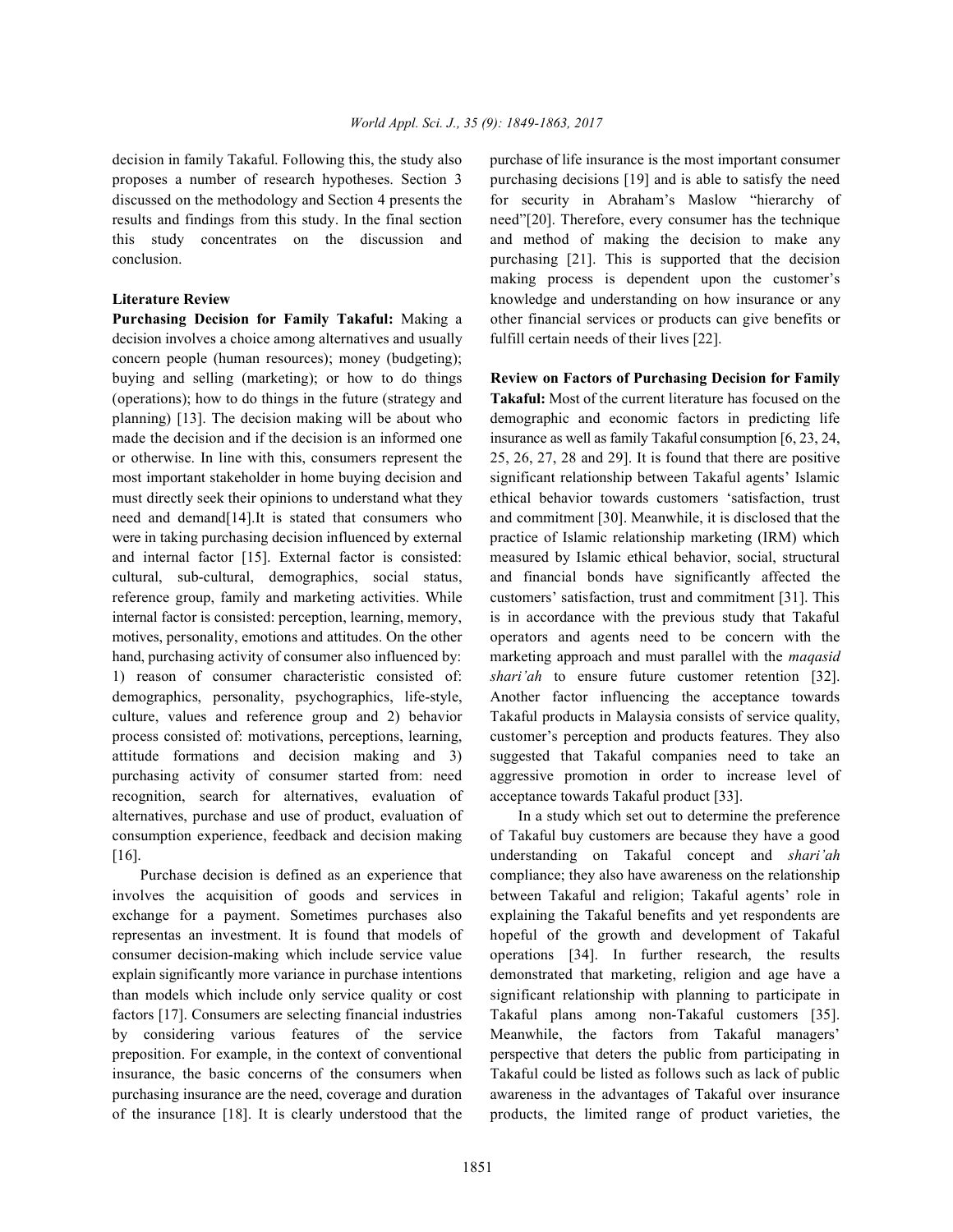decision in family Takaful. Following this, the study also proposes a number of research hypotheses. Section 3 discussed on the methodology and Section 4 presents the results and findings from this study. In the final section this study concentrates on the discussion and conclusion.

## Literature Review

**Purchasing Decision for Family Takaful:** Making a decision involves a choice among alternatives and usually concern people (human resources); money (budgeting); buying and selling (marketing); or how to do things (operations); how to do things in the future (strategy and planning) [13]. The decision making will be about who made the decision and if the decision is an informed one or otherwise. In line with this, consumers represent the most important stakeholder in home buying decision and must directly seek their opinions to understand what they need and demand[14].It is stated that consumers who were in taking purchasing decision influenced by external and internal factor [15]. External factor is consisted: cultural, sub-cultural, demographics, social status, reference group, family and marketing activities. While internal factor is consisted: perception, learning, memory, motives, personality, emotions and attitudes. On the other hand, purchasing activity of consumer also influenced by: 1) reason of consumer characteristic consisted of: demographics, personality, psychographics, life-style, culture, values and reference group and 2) behavior process consisted of: motivations, perceptions, learning, attitude formations and decision making and 3) purchasing activity of consumer started from: need recognition, search for alternatives, evaluation of alternatives, purchase and use of product, evaluation of consumption experience, feedback and decision making [16].

Purchase decision is defined as an experience that involves the acquisition of goods and services in exchange for a payment. Sometimes purchases also representas an investment. It is found that models of consumer decision-making which include service value explain significantly more variance in purchase intentions than models which include only service quality or cost factors [17]. Consumers are selecting financial industries by considering various features of the service preposition. For example, in the context of conventional insurance, the basic concerns of the consumers when purchasing insurance are the need, coverage and duration of the insurance [18]. It is clearly understood that the purchase of life insurance is the most important consumer purchasing decisions [19] and is able to satisfy the need for security in Abraham's Maslow "hierarchy of need"[20]. Therefore, every consumer has the technique and method of making the decision to make any purchasing [21]. This is supported that the decision making process is dependent upon the customer's knowledge and understanding on how insurance or any other financial services or products can give benefits or fulfill certain needs of their lives [22].

**Review on Factors of Purchasing Decision for Family Takaful:** Most of the current literature has focused on the demographic and economic factors in predicting life insurance as well as family Takaful consumption [6, 23, 24, 25, 26, 27, 28 and 29]. It is found that there are positive significant relationship between Takaful agents' Islamic ethical behavior towards customers 'satisfaction, trust and commitment [30]. Meanwhile, it is disclosed that the practice of Islamic relationship marketing (IRM) which measured by Islamic ethical behavior, social, structural and financial bonds have significantly affected the customers' satisfaction, trust and commitment [31]. This is in accordance with the previous study that Takaful operators and agents need to be concern with the marketing approach and must parallel with the *maqasid shari'ah* to ensure future customer retention [32]. Another factor influencing the acceptance towards Takaful products in Malaysia consists of service quality, customer's perception and products features. They also suggested that Takaful companies need to take an aggressive promotion in order to increase level of acceptance towards Takaful product [33].

In a study which set out to determine the preference of Takaful buy customers are because they have a good understanding on Takaful concept and *shari'ah* compliance; they also have awareness on the relationship between Takaful and religion; Takaful agents' role in explaining the Takaful benefits and yet respondents are hopeful of the growth and development of Takaful operations [34]. In further research, the results demonstrated that marketing, religion and age have a significant relationship with planning to participate in Takaful plans among non-Takaful customers [35]. Meanwhile, the factors from Takaful managers' perspective that deters the public from participating in Takaful could be listed as follows such as lack of public awareness in the advantages of Takaful over insurance products, the limited range of product varieties, the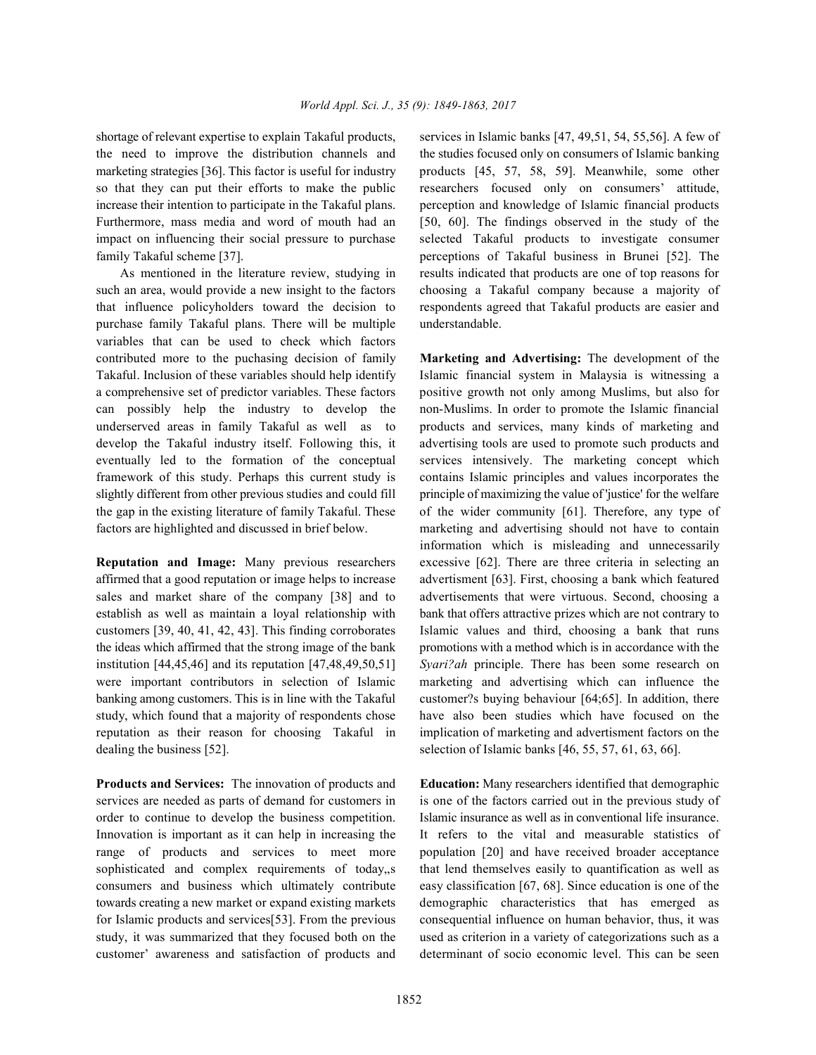shortage of relevant expertise to explain Takaful products, the need to improve the distribution channels and marketing strategies [36]. This factor is useful for industry so that they can put their efforts to make the public increase their intention to participate in the Takaful plans. Furthermore, mass media and word of mouth had an impact on influencing their social pressure to purchase family Takaful scheme [37].

As mentioned in the literature review, studying in such an area, would provide a new insight to the factors that influence policyholders toward the decision to purchase family Takaful plans. There will be multiple variables that can be used to check which factors contributed more to the puchasing decision of family Takaful. Inclusion of these variables should help identify a comprehensive set of predictor variables. These factors can possibly help the industry to develop the underserved areas in family Takaful as well as to develop the Takaful industry itself. Following this, it eventually led to the formation of the conceptual framework of this study. Perhaps this current study is slightly different from other previous studies and could fill the gap in the existing literature of family Takaful. These factors are highlighted and discussed in brief below.

**Reputation and Image:** Many previous researchers affirmed that a good reputation or image helps to increase sales and market share of the company [38] and to establish as well as maintain a loyal relationship with customers [39, 40, 41, 42, 43]. This finding corroborates the ideas which affirmed that the strong image of the bank institution [44,45,46] and its reputation [47,48,49,50,51] were important contributors in selection of Islamic banking among customers. This is in line with the Takaful study, which found that a majority of respondents chose reputation as their reason for choosing Takaful in dealing the business [52].

**Products and Services:** The innovation of products and services are needed as parts of demand for customers in order to continue to develop the business competition. Innovation is important as it can help in increasing the range of products and services to meet more sophisticated and complex requirements of today,,s consumers and business which ultimately contribute towards creating a new market or expand existing markets for Islamic products and services[53]. From the previous study, it was summarized that they focused both on the customer' awareness and satisfaction of products and services in Islamic banks [47, 49,51, 54, 55,56]. A few of the studies focused only on consumers of Islamic banking products [45, 57, 58, 59]. Meanwhile, some other researchers focused only on consumers' attitude, perception and knowledge of Islamic financial products [50, 60]. The findings observed in the study of the selected Takaful products to investigate consumer perceptions of Takaful business in Brunei [52]. The results indicated that products are one of top reasons for choosing a Takaful company because a majority of respondents agreed that Takaful products are easier and understandable.

**Marketing and Advertising:** The development of the Islamic financial system in Malaysia is witnessing a positive growth not only among Muslims, but also for non-Muslims. In order to promote the Islamic financial products and services, many kinds of marketing and advertising tools are used to promote such products and services intensively. The marketing concept which contains Islamic principles and values incorporates the principle of maximizing the value of 'justice' for the welfare of the wider community [61]. Therefore, any type of marketing and advertising should not have to contain information which is misleading and unnecessarily excessive [62]. There are three criteria in selecting an advertisment [63]. First, choosing a bank which featured advertisements that were virtuous. Second, choosing a bank that offers attractive prizes which are not contrary to Islamic values and third, choosing a bank that runs promotions with a method which is in accordance with the *Syari?ah* principle. There has been some research on marketing and advertising which can influence the customer?s buying behaviour [64;65]. In addition, there have also been studies which have focused on the implication of marketing and advertisment factors on the selection of Islamic banks [46, 55, 57, 61, 63, 66].

**Education:** Many researchers identified that demographic is one of the factors carried out in the previous study of Islamic insurance as well as in conventional life insurance. It refers to the vital and measurable statistics of population [20] and have received broader acceptance that lend themselves easily to quantification as well as easy classification [67, 68]. Since education is one of the demographic characteristics that has emerged as consequential influence on human behavior, thus, it was used as criterion in a variety of categorizations such as a determinant of socio economic level. This can be seen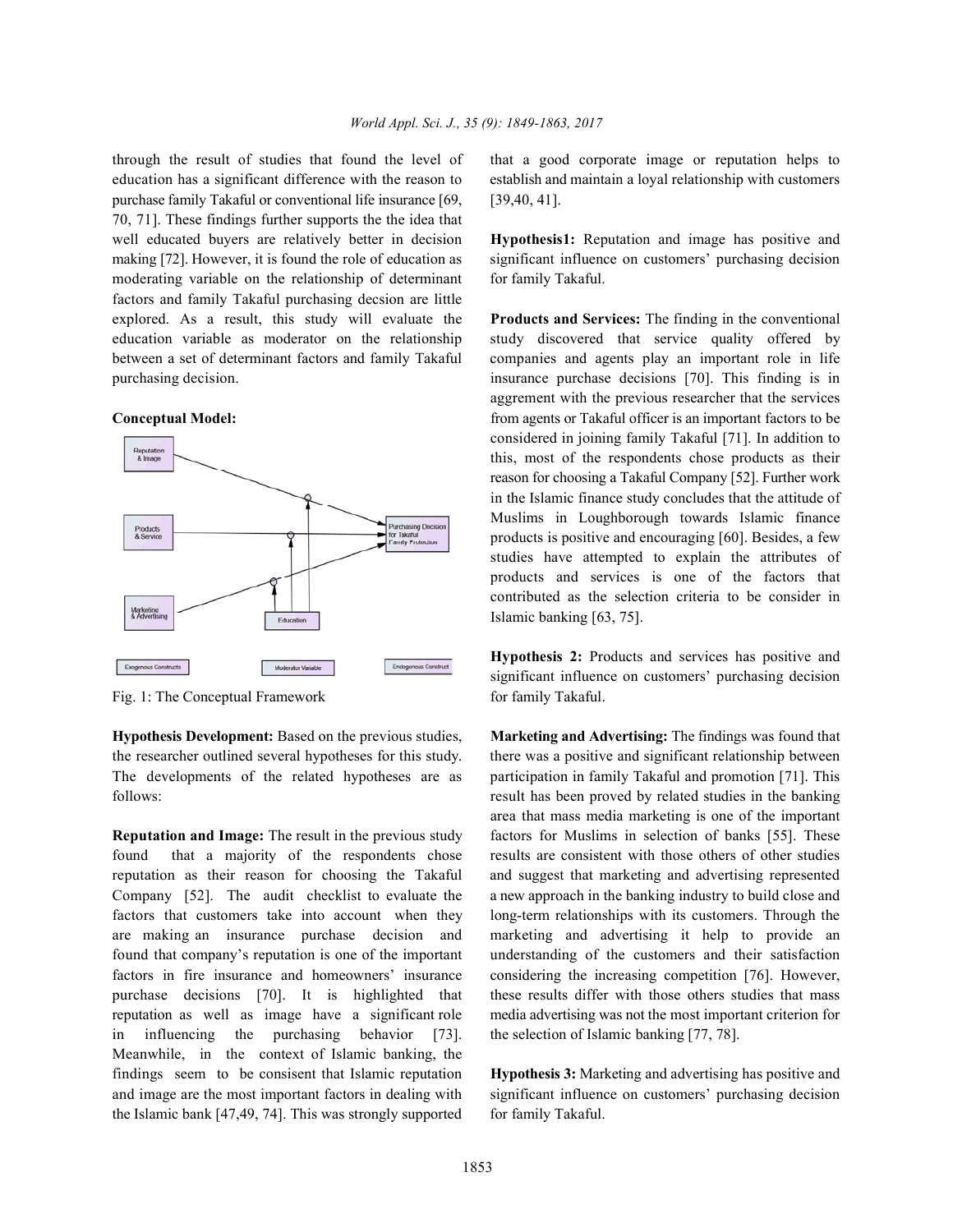through the result of studies that found the level of education has a significant difference with the reason to purchase family Takaful or conventional life insurance [69, 70, 71]. These findings further supports the the idea that well educated buyers are relatively better in decision making [72]. However, it is found the role of education as moderating variable on the relationship of determinant factors and family Takaful purchasing decsion are little explored. As a result, this study will evaluate the education variable as moderator on the relationship between a set of determinant factors and family Takaful purchasing decision.

**Conceptual Model:**

Fig. 1: The Conceptual Framework

**Hypothesis Development:** Based on the previous studies, the researcher outlined several hypotheses for this study. The developments of the related hypotheses are as follows:

**Reputation and Image:** The result in the previous study found that a majority of the respondents chose reputation as their reason for choosing the Takaful Company [52]. The audit checklist to evaluate the factors that customers take into account when they are making an insurance purchase decision and found that company's reputation is one of the important factors in fire insurance and homeowners' insurance purchase decisions [70]. It is highlighted that reputation as well as image have a significant role in influencing the purchasing behavior [73]. Meanwhile, in the context of Islamic banking, the findings seem to be consisent that Islamic reputation and image are the most important factors in dealing with the Islamic bank [47,49, 74]. This was strongly supported that a good corporate image or reputation helps to establish and maintain a loyal relationship with customers [39,40, 41].

**Hypothesis1:** Reputation and image has positive and significant influence on customers' purchasing decision for family Takaful.

**Products and Services:** The finding in the conventional study discovered that service quality offered by companies and agents play an important role in life insurance purchase decisions [70]. This finding is in aggrement with the previous researcher that the services from agents or Takaful officer is an important factors to be considered in joining family Takaful [71]. In addition to this, most of the respondents chose products as their reason for choosing a Takaful Company [52]. Further work in the Islamic finance study concludes that the attitude of Muslims in Loughborough towards Islamic finance products is positive and encouraging [60]. Besides, a few studies have attempted to explain the attributes of products and services is one of the factors that contributed as the selection criteria to be consider in Islamic banking [63, 75].

**Hypothesis 2:** Products and services has positive and significant influence on customers' purchasing decision for family Takaful.

**Marketing and Advertising:** The findings was found that there was a positive and significant relationship between participation in family Takaful and promotion [71]. This result has been proved by related studies in the banking area that mass media marketing is one of the important factors for Muslims in selection of banks [55]. These results are consistent with those others of other studies and suggest that marketing and advertising represented a new approach in the banking industry to build close and long-term relationships with its customers. Through the marketing and advertising it help to provide an understanding of the customers and their satisfaction considering the increasing competition [76]. However, these results differ with those others studies that mass media advertising was not the most important criterion for the selection of Islamic banking [77, 78].

**Hypothesis 3:** Marketing and advertising has positive and significant influence on customers' purchasing decision for family Takaful.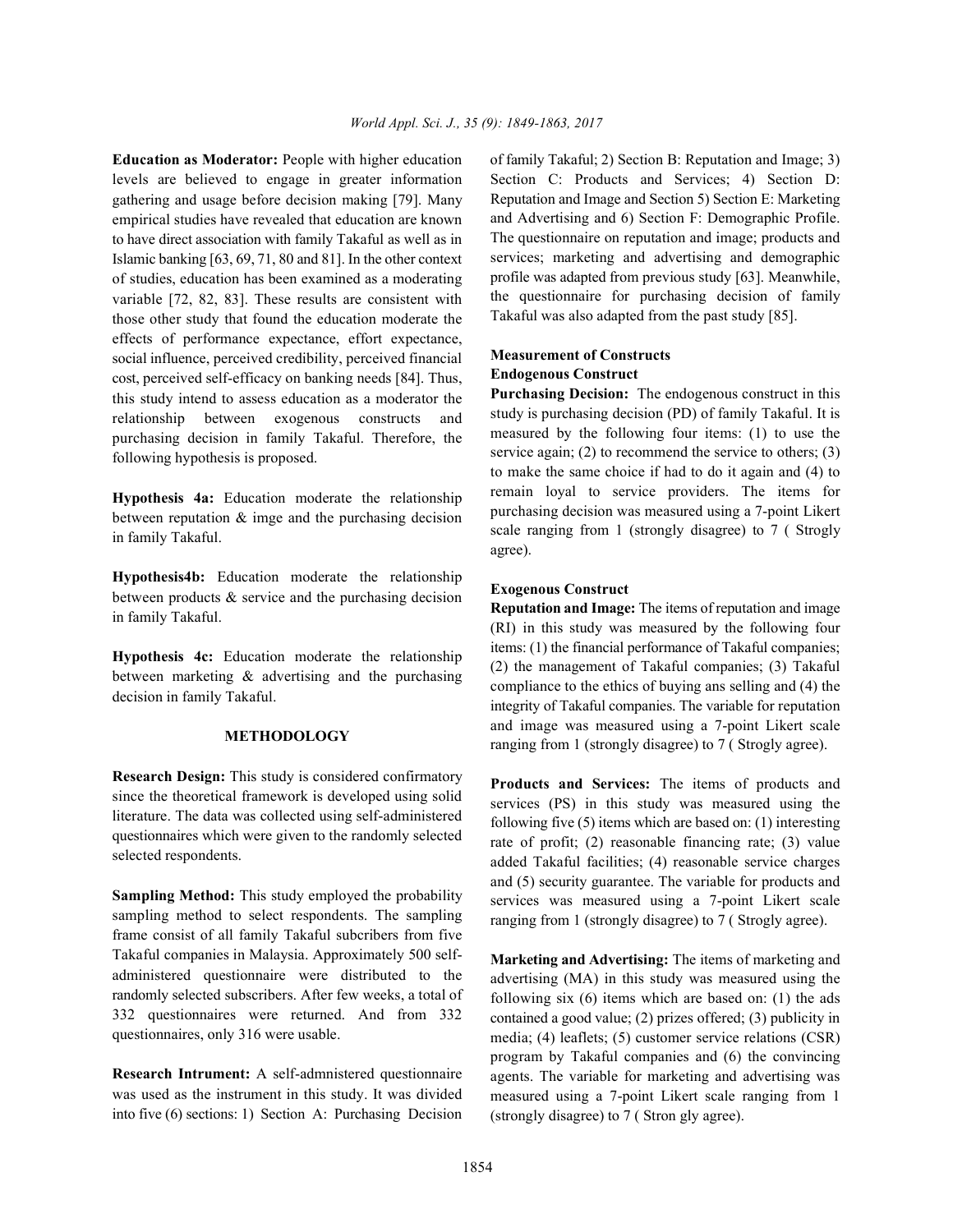**Education as Moderator:** People with higher education levels are believed to engage in greater information gathering and usage before decision making [79]. Many empirical studies have revealed that education are known to have direct association with family Takaful as well as in Islamic banking [63, 69, 71, 80 and 81]. In the other context of studies, education has been examined as a moderating variable [72, 82, 83]. These results are consistent with those other study that found the education moderate the effects of performance expectance, effort expectance, social influence, perceived credibility, perceived financial cost, perceived self-efficacy on banking needs [84]. Thus, this study intend to assess education as a moderator the relationship between exogenous constructs and purchasing decision in family Takaful. Therefore, the following hypothesis is proposed.

**Hypothesis 4a:** Education moderate the relationship between reputation & imge and the purchasing decision in family Takaful.

**Hypothesis4b:** Education moderate the relationship between products & service and the purchasing decision in family Takaful.

**Hypothesis 4c:** Education moderate the relationship between marketing & advertising and the purchasing decision in family Takaful.

## METHODOLOGY

**Research Design:** This study is considered confirmatory since the theoretical framework is developed using solid literature. The data was collected using self-administered questionnaires which were given to the randomly selected selected respondents.

**Sampling Method:** This study employed the probability sampling method to select respondents. The sampling frame consist of all family Takaful subcribers from five Takaful companies in Malaysia. Approximately 500 self-administered questionnaire were distributed to the randomly selected subscribers. After few weeks, a total of 332 questionnaires were returned. And from 332 questionnaires, only 316 were usable.

**Research Intrument:** A self-admnistered questionnaire was used as the instrument in this study. It was divided into five (6) sections: 1) Section A: Purchasing Decision of family Takaful; 2) Section B: Reputation and Image; 3) Section C: Products and Services; 4) Section D: Reputation and Image and Section 5) Section E: Marketing and Advertising and 6) Section F: Demographic Profile. The questionnaire on reputation and image; products and services; marketing and advertising and demographic profile was adapted from previous study [63]. Meanwhile, the questionnaire for purchasing decision of family Takaful was also adapted from the past study [85].

### Measurement of Constructs

#### Endogenous Construct

**Purchasing Decision:** The endogenous construct in this study is purchasing decision (PD) of family Takaful. It is measured by the following four items: (1) to use the service again; (2) to recommend the service to others; (3) to make the same choice if had to do it again and (4) to remain loyal to service providers. The items for purchasing decision was measured using a 7-point Likert scale ranging from 1 (strongly disagree) to 7 ( Strogly agree).

#### Exogenous Construct

**Reputation and Image:** The items of reputation and image (RI) in this study was measured by the following four items: (1) the financial performance of Takaful companies; (2) the management of Takaful companies; (3) Takaful compliance to the ethics of buying ans selling and (4) the integrity of Takaful companies. The variable for reputation and image was measured using a 7-point Likert scale ranging from 1 (strongly disagree) to 7 ( Strogly agree).

**Products and Services:** The items of products and services (PS) in this study was measured using the following five (5) items which are based on: (1) interesting rate of profit; (2) reasonable financing rate; (3) value added Takaful facilities; (4) reasonable service charges and (5) security guarantee. The variable for products and services was measured using a 7-point Likert scale ranging from 1 (strongly disagree) to 7 ( Strogly agree).

**Marketing and Advertising:** The items of marketing and advertising (MA) in this study was measured using the following six (6) items which are based on: (1) the ads contained a good value; (2) prizes offered; (3) publicity in media; (4) leaflets; (5) customer service relations (CSR) program by Takaful companies and (6) the convincing agents. The variable for marketing and advertising was measured using a 7-point Likert scale ranging from 1 (strongly disagree) to 7 ( Stron gly agree).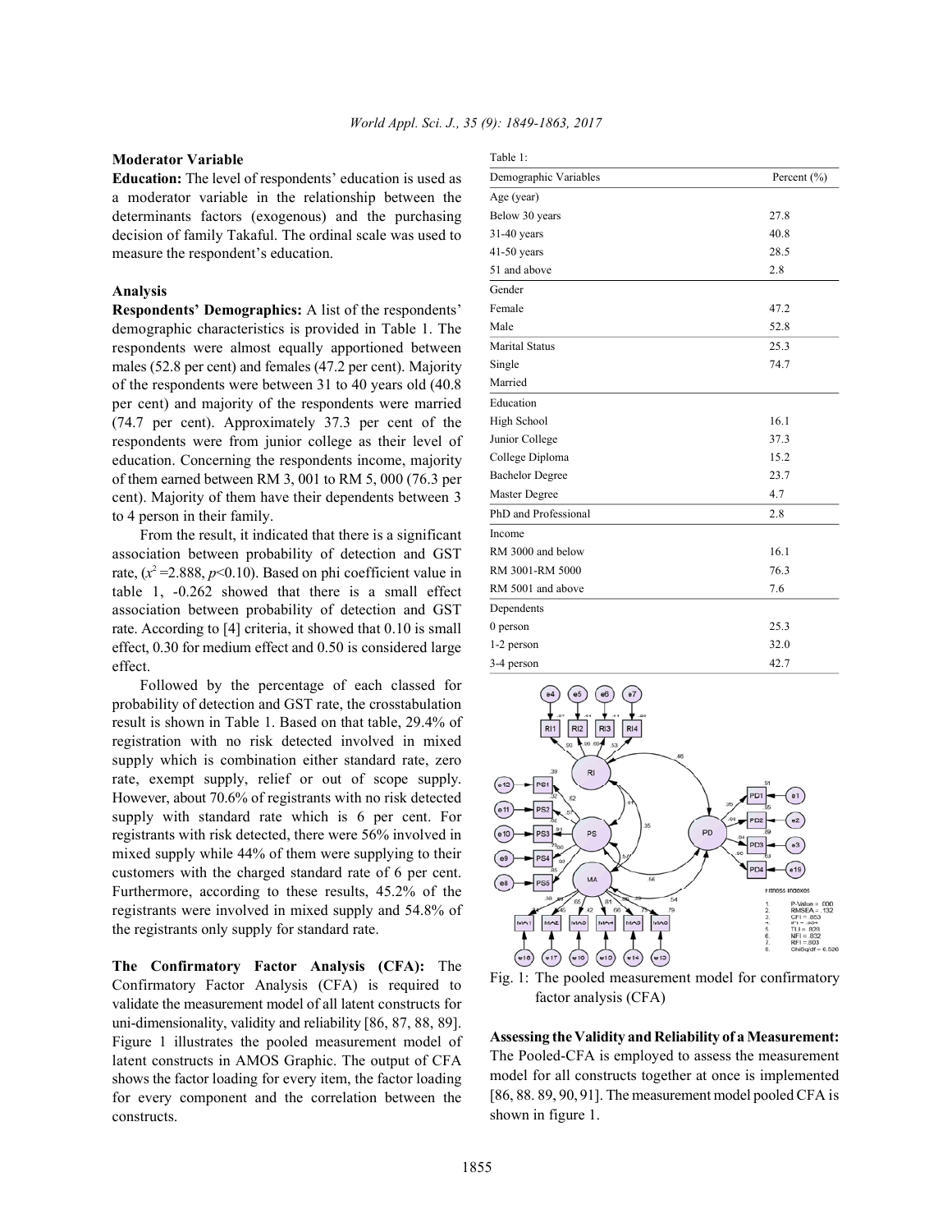### Moderator Variable

**Education:** The level of respondents' education is used as a moderator variable in the relationship between the determinants factors (exogenous) and the purchasing decision of family Takaful. The ordinal scale was used to measure the respondent's education.

### Analysis

**Respondents' Demographics:** A list of the respondents' demographic characteristics is provided in Table 1. The respondents were almost equally apportioned between males (52.8 per cent) and females (47.2 per cent). Majority of the respondents were between 31 to 40 years old (40.8 per cent) and majority of the respondents were married (74.7 per cent). Approximately 37.3 per cent of the respondents were from junior college as their level of education. Concerning the respondents income, majority of them earned between RM 3, 001 to RM 5, 000 (76.3 per cent). Majority of them have their dependents between 3 to 4 person in their family.

From the result, it indicated that there is a significant association between probability of detection and GST rate, ($x^2$=2.888, $p$<0.10). Based on phi coefficient value in table 1, -0.262 showed that there is a small effect association between probability of detection and GST rate. According to [4] criteria, it showed that 0.10 is small effect, 0.30 for medium effect and 0.50 is considered large effect.

Followed by the percentage of each classed for probability of detection and GST rate, the crosstabulation result is shown in Table 1. Based on that table, 29.4% of registration with no risk detected involved in mixed supply which is combination either standard rate, zero rate, exempt supply, relief or out of scope supply. However, about 70.6% of registrants with no risk detected supply with standard rate which is 6 per cent. For registrants with risk detected, there were 56% involved in mixed supply while 44% of them were supplying to their customers with the charged standard rate of 6 per cent. Furthermore, according to these results, 45.2% of the registrants were involved in mixed supply and 54.8% of the registrants only supply for standard rate.

Table 1:

| Demographic Variables | Percent (%) |
|---|---|
| Age (year) | |
| Below 30 years | 27.8 |
| 31-40 years | 40.8 |
| 41-50 years | 28.5 |
| 51 and above | 2.8 |
| Gender | |
| Female | 47.2 |
| Male | 52.8 |
| Marital Status | 25.3 |
| Single | 74.7 |
| Married | |
| Education | |
| High School | 16.1 |
| Junior College | 37.3 |
| College Diploma | 15.2 |
| Bachelor Degree | 23.7 |
| Master Degree | 4.7 |
| PhD and Professional | 2.8 |
| Income | |
| RM 3000 and below | 16.1 |
| RM 3001-RM 5000 | 76.3 |
| RM 5001 and above | 7.6 |
| Dependents | |
| 0 person | 25.3 |
| 1-2 person | 32.0 |
| 3-4 person | 42.7 |

**The Confirmatory Factor Analysis (CFA):** The Confirmatory Factor Analysis (CFA) is required to validate the measurement model of all latent constructs for uni-dimensionality, validity and reliability [86, 87, 88, 89]. Figure 1 illustrates the pooled measurement model of latent constructs in AMOS Graphic. The output of CFA shows the factor loading for every item, the factor loading for every component and the correlation between the constructs.

Fig. 1: The pooled measurement model for confirmatory factor analysis (CFA)

**Assessing the Validity and Reliability of a Measurement:** The Pooled-CFA is employed to assess the measurement model for all constructs together at once is implemented [86, 88. 89, 90, 91]. The measurement model pooled CFA is shown in figure 1.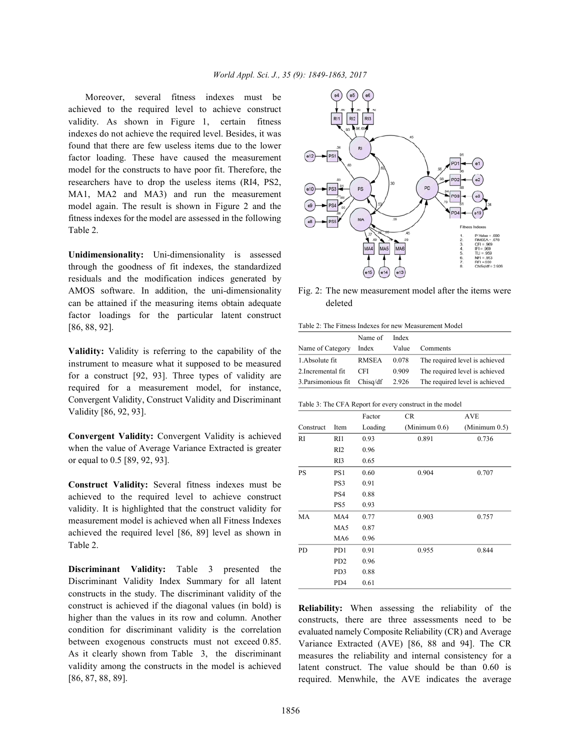Moreover, several fitness indexes must be achieved to the required level to achieve construct validity. As shown in Figure 1, certain fitness indexes do not achieve the required level. Besides, it was found that there are few useless items due to the lower factor loading. These have caused the measurement model for the constructs to have poor fit. Therefore, the researchers have to drop the useless items (RI4, PS2, MA1, MA2 and MA3) and run the measurement model again. The result is shown in Figure 2 and the fitness indexes for the model are assessed in the following Table 2.

**Unidimensionality:** Uni-dimensionality is assessed through the goodness of fit indexes, the standardized residuals and the modification indices generated by AMOS software. In addition, the uni-dimensionality can be attained if the measuring items obtain adequate factor loadings for the particular latent construct [86, 88, 92].

**Validity:** Validity is referring to the capability of the instrument to measure what it supposed to be measured for a construct [92, 93]. Three types of validity are required for a measurement model, for instance, Convergent Validity, Construct Validity and Discriminant Validity [86, 92, 93].

**Convergent Validity:** Convergent Validity is achieved when the value of Average Variance Extracted is greater or equal to 0.5 [89, 92, 93].

**Construct Validity:** Several fitness indexes must be achieved to the required level to achieve construct validity. It is highlighted that the construct validity for measurement model is achieved when all Fitness Indexes achieved the required level [86, 89] level as shown in Table 2.

**Discriminant Validity:** Table 3 presented the Discriminant Validity Index Summary for all latent constructs in the study. The discriminant validity of the construct is achieved if the diagonal values (in bold) is higher than the values in its row and column. Another condition for discriminant validity is the correlation between exogenous constructs must not exceed 0.85. As it clearly shown from Table 3, the discriminant validity among the constructs in the model is achieved [86, 87, 88, 89].

Fig. 2: The new measurement model after the items were deleted

Table 2: The Fitness Indexes for new Measurement Model

| Name of Category | Name of Index | Index Value | Comments |
|---|---|---|---|
| 1.Absolute fit | RMSEA | 0.078 | The required level is achieved |
| 2.Incremental fit | CFI | 0.909 | The required level is achieved |
| 3.Parsimonious fit | Chisq/df | 2.926 | The required level is achieved |

Table 3: The CFA Report for every construct in the model

| Construct | Item | Factor Loading | CR (Minimum 0.6) | AVE (Minimum 0.5) |
|---|---|---|---|---|
| RI | RI1 | 0.93 | 0.891 | 0.736 |
| | RI2 | 0.96 | | |
| | RI3 | 0.65 | | |
| PS | PS1 | 0.60 | 0.904 | 0.707 |
| | PS3 | 0.91 | | |
| | PS4 | 0.88 | | |
| | PS5 | 0.93 | | |
| MA | MA4 | 0.77 | 0.903 | 0.757 |
| | MA5 | 0.87 | | |
| | MA6 | 0.96 | | |
| PD | PD1 | 0.91 | 0.955 | 0.844 |
| | PD2 | 0.96 | | |
| | PD3 | 0.88 | | |
| | PD4 | 0.61 | | |

**Reliability:** When assessing the reliability of the constructs, there are three assessments need to be evaluated namely Composite Reliability (CR) and Average Variance Extracted (AVE) [86, 88 and 94]. The CR measures the reliability and internal consistency for a latent construct. The value should be than 0.60 is required. Menwhile, the AVE indicates the average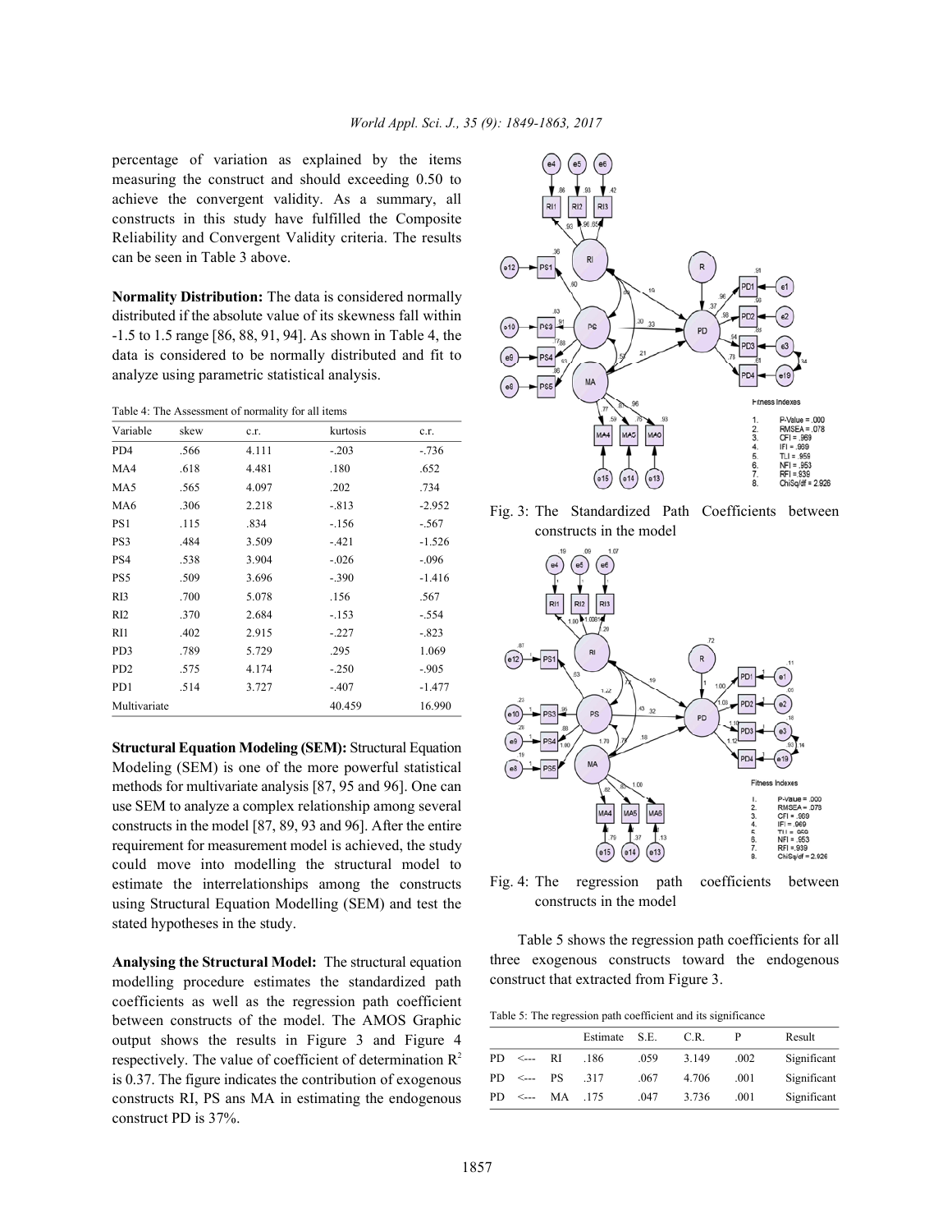percentage of variation as explained by the items measuring the construct and should exceeding 0.50 to achieve the convergent validity. As a summary, all constructs in this study have fulfilled the Composite Reliability and Convergent Validity criteria. The results can be seen in Table 3 above.

**Normality Distribution:** The data is considered normally distributed if the absolute value of its skewness fall within -1.5 to 1.5 range [86, 88, 91, 94]. As shown in Table 4, the data is considered to be normally distributed and fit to analyze using parametric statistical analysis.

Table 4: The Assessment of normality for all items

| Variable | skew | c.r. | kurtosis | c.r. |
|---|---|---|---|---|
| PD4 | .566 | 4.111 | -.203 | -.736 |
| MA4 | .618 | 4.481 | .180 | .652 |
| MA5 | .565 | 4.097 | .202 | .734 |
| MA6 | .306 | 2.218 | -.813 | -2.952 |
| PS1 | .115 | .834 | -.156 | -.567 |
| PS3 | .484 | 3.509 | -.421 | -1.526 |
| PS4 | .538 | 3.904 | -.026 | -.096 |
| PS5 | .509 | 3.696 | -.390 | -1.416 |
| RI3 | .700 | 5.078 | .156 | .567 |
| RI2 | .370 | 2.684 | -.153 | -.554 |
| RI1 | .402 | 2.915 | -.227 | -.823 |
| PD3 | .789 | 5.729 | .295 | 1.069 |
| PD2 | .575 | 4.174 | -.250 | -.905 |
| PD1 | .514 | 3.727 | -.407 | -1.477 |
| Multivariate | | | 40.459 | 16.990 |

**Structural Equation Modeling (SEM):** Structural Equation Modeling (SEM) is one of the more powerful statistical methods for multivariate analysis [87, 95 and 96]. One can use SEM to analyze a complex relationship among several constructs in the model [87, 89, 93 and 96]. After the entire requirement for measurement model is achieved, the study could move into modelling the structural model to estimate the interrelationships among the constructs using Structural Equation Modelling (SEM) and test the stated hypotheses in the study.

**Analysing the Structural Model:** The structural equation modelling procedure estimates the standardized path coefficients as well as the regression path coefficient between constructs of the model. The AMOS Graphic output shows the results in Figure 3 and Figure 4 respectively. The value of coefficient of determination $R^2$ is 0.37. The figure indicates the contribution of exogenous constructs RI, PS ans MA in estimating the endogenous construct PD is 37%.

Fig. 3: The Standardized Path Coefficients between constructs in the model

Fig. 4: The regression path coefficients between constructs in the model

Table 5 shows the regression path coefficients for all three exogenous constructs toward the endogenous construct that extracted from Figure 3.

Table 5: The regression path coefficient and its significance

| | | | Estimate | S.E. | C.R. | P | Result |
|---|---|---|---|---|---|---|---|
| PD | <--- | RI | .186 | .059 | 3.149 | .002 | Significant |
| PD | <--- | PS | .317 | .067 | 4.706 | .001 | Significant |
| PD | <--- | MA | .175 | .047 | 3.736 | .001 | Significant |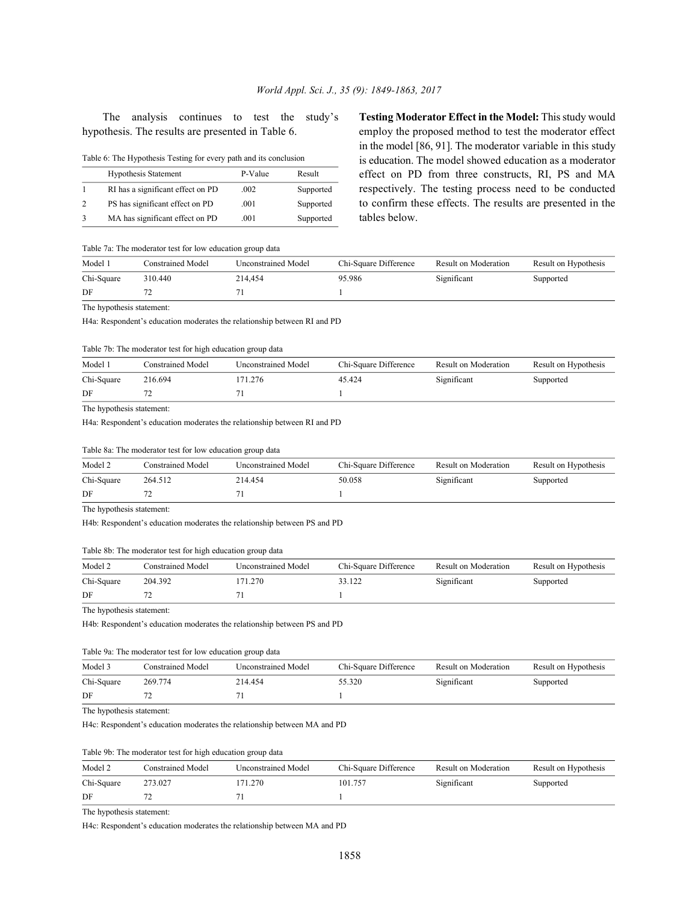The analysis continues to test the study's hypothesis. The results are presented in Table 6.

Table 6: The Hypothesis Testing for every path and its conclusion

| | Hypothesis Statement | P-Value | Result |
|---|---|---|---|
| 1 | RI has a significant effect on PD | .002 | Supported |
| 2 | PS has significant effect on PD | .001 | Supported |
| 3 | MA has significant effect on PD | .001 | Supported |

**Testing Moderator Effect in the Model:** This study would employ the proposed method to test the moderator effect in the model [86, 91]. The moderator variable in this study is education. The model showed education as a moderator effect on PD from three constructs, RI, PS and MA respectively. The testing process need to be conducted to confirm these effects. The results are presented in the tables below.

Table 7a: The moderator test for low education group data

| Model 1 | Constrained Model | Unconstrained Model | Chi-Square Difference | Result on Moderation | Result on Hypothesis |
|---|---|---|---|---|---|
| Chi-Square | 310.440 | 214,454 | 95.986 | Significant | Supported |
| DF | 72 | 71 | 1 | | |

The hypothesis statement:

H4a: Respondent's education moderates the relationship between RI and PD

Table 7b: The moderator test for high education group data

| Model 1 | Constrained Model | Unconstrained Model | Chi-Square Difference | Result on Moderation | Result on Hypothesis |
|---|---|---|---|---|---|
| Chi-Square | 216.694 | 171.276 | 45.424 | Significant | Supported |
| DF | 72 | 71 | 1 | | |

The hypothesis statement:

H4a: Respondent's education moderates the relationship between RI and PD

Table 8a: The moderator test for low education group data

| Model 2 | Constrained Model | Unconstrained Model | Chi-Square Difference | Result on Moderation | Result on Hypothesis |
|---|---|---|---|---|---|
| Chi-Square | 264.512 | 214.454 | 50.058 | Significant | Supported |
| DF | 72 | 71 | 1 | | |

The hypothesis statement:

H4b: Respondent's education moderates the relationship between PS and PD

Table 8b: The moderator test for high education group data

| Model 2 | Constrained Model | Unconstrained Model | Chi-Square Difference | Result on Moderation | Result on Hypothesis |
|---|---|---|---|---|---|
| Chi-Square | 204.392 | 171.270 | 33.122 | Significant | Supported |
| DF | 72 | 71 | 1 | | |

The hypothesis statement:

H4b: Respondent's education moderates the relationship between PS and PD

Table 9a: The moderator test for low education group data

| Model 3 | Constrained Model | Unconstrained Model | Chi-Square Difference | Result on Moderation | Result on Hypothesis |
|---|---|---|---|---|---|
| Chi-Square | 269.774 | 214.454 | 55.320 | Significant | Supported |
| DF | 72 | 71 | 1 | | |

The hypothesis statement:

H4c: Respondent's education moderates the relationship between MA and PD

Table 9b: The moderator test for high education group data

| Model 2 | Constrained Model | Unconstrained Model | Chi-Square Difference | Result on Moderation | Result on Hypothesis |
|---|---|---|---|---|---|
| Chi-Square | 273.027 | 171.270 | 101.757 | Significant | Supported |
| DF | 72 | 71 | 1 | | |

The hypothesis statement:

H4c: Respondent's education moderates the relationship between MA and PD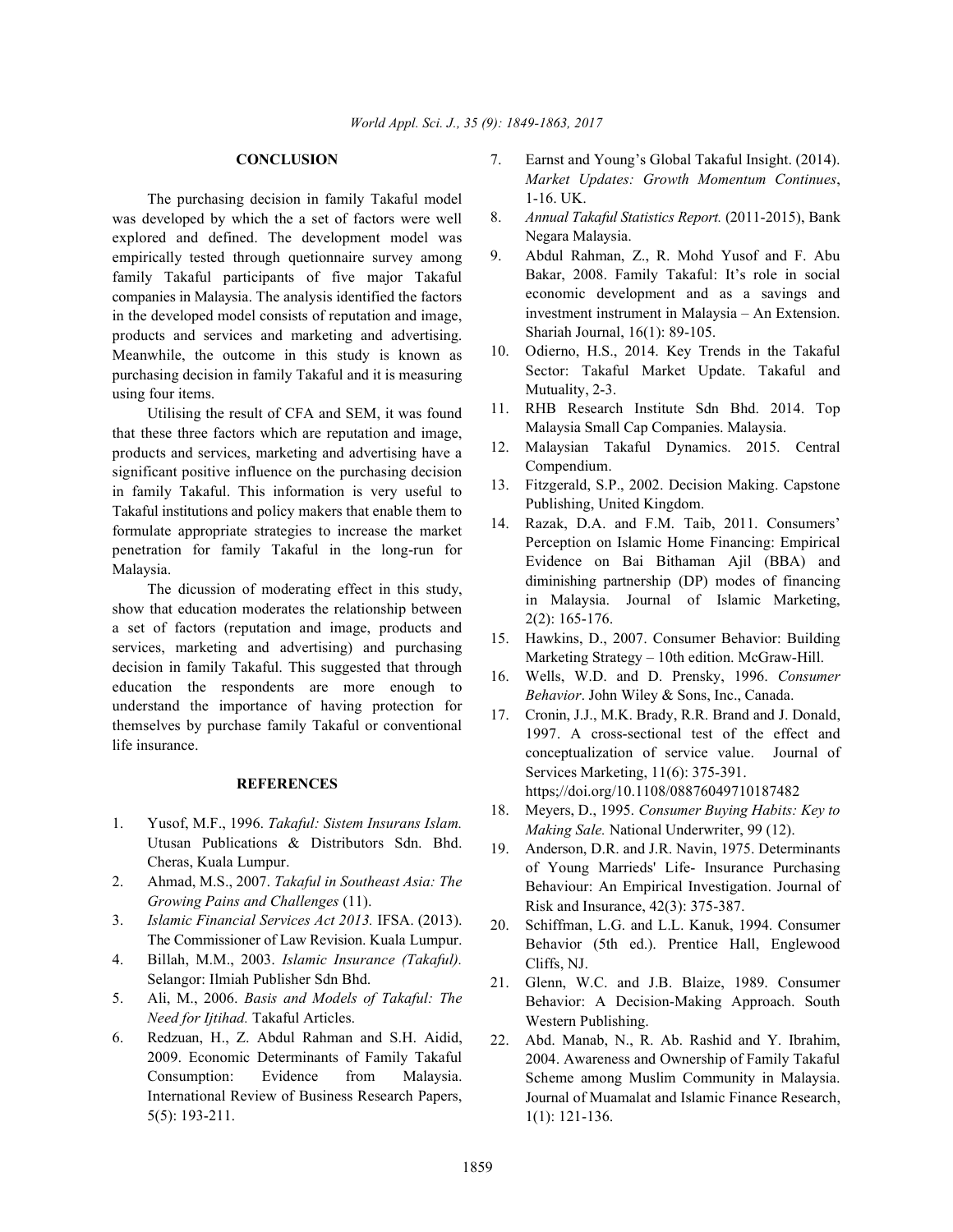## CONCLUSION

The purchasing decision in family Takaful model was developed by which the a set of factors were well explored and defined. The development model was empirically tested through quetionnaire survey among family Takaful participants of five major Takaful companies in Malaysia. The analysis identified the factors in the developed model consists of reputation and image, products and services and marketing and advertising. Meanwhile, the outcome in this study is known as purchasing decision in family Takaful and it is measuring using four items.

Utilising the result of CFA and SEM, it was found that these three factors which are reputation and image, products and services, marketing and advertising have a significant positive influence on the purchasing decision in family Takaful. This information is very useful to Takaful institutions and policy makers that enable them to formulate appropriate strategies to increase the market penetration for family Takaful in the long-run for Malaysia.

The dicussion of moderating effect in this study, show that education moderates the relationship between a set of factors (reputation and image, products and services, marketing and advertising) and purchasing decision in family Takaful. This suggested that through education the respondents are more enough to understand the importance of having protection for themselves by purchase family Takaful or conventional life insurance.

## REFERENCES

1. Yusof, M.F., 1996. *Takaful: Sistem Insurans Islam.* Utusan Publications & Distributors Sdn. Bhd. Cheras, Kuala Lumpur.
2. Ahmad, M.S., 2007. *Takaful in Southeast Asia: The Growing Pains and Challenges* (11).
3. *Islamic Financial Services Act 2013.* IFSA. (2013). The Commissioner of Law Revision. Kuala Lumpur.
4. Billah, M.M., 2003. *Islamic Insurance (Takaful).* Selangor: Ilmiah Publisher Sdn Bhd.
5. Ali, M., 2006. *Basis and Models of Takaful: The Need for Ijtihad.* Takaful Articles.
6. Redzuan, H., Z. Abdul Rahman and S.H. Aidid, 2009. Economic Determinants of Family Takaful Consumption: Evidence from Malaysia. International Review of Business Research Papers, 5(5): 193-211.
7. Earnst and Young's Global Takaful Insight. (2014). *Market Updates: Growth Momentum Continues*, 1-16. UK.
8. *Annual Takaful Statistics Report.* (2011-2015), Bank Negara Malaysia.
9. Abdul Rahman, Z., R. Mohd Yusof and F. Abu Bakar, 2008. Family Takaful: It's role in social economic development and as a savings and investment instrument in Malaysia – An Extension. Shariah Journal, 16(1): 89-105.
10. Odierno, H.S., 2014. Key Trends in the Takaful Sector: Takaful Market Update. Takaful and Mutuality, 2-3.
11. RHB Research Institute Sdn Bhd. 2014. Top Malaysia Small Cap Companies. Malaysia.
12. Malaysian Takaful Dynamics. 2015. Central Compendium.
13. Fitzgerald, S.P., 2002. Decision Making. Capstone Publishing, United Kingdom.
14. Razak, D.A. and F.M. Taib, 2011. Consumers' Perception on Islamic Home Financing: Empirical Evidence on Bai Bithaman Ajil (BBA) and diminishing partnership (DP) modes of financing in Malaysia. Journal of Islamic Marketing, 2(2): 165-176.
15. Hawkins, D., 2007. Consumer Behavior: Building Marketing Strategy – 10th edition. McGraw-Hill.
16. Wells, W.D. and D. Prensky, 1996. *Consumer Behavior*. John Wiley & Sons, Inc., Canada.
17. Cronin, J.J., M.K. Brady, R.R. Brand and J. Donald, 1997. A cross-sectional test of the effect and conceptualization of service value. Journal of Services Marketing, 11(6): 375-391. https;//doi.org/10.1108/08876049710187482
18. Meyers, D., 1995. *Consumer Buying Habits: Key to Making Sale.* National Underwriter, 99 (12).
19. Anderson, D.R. and J.R. Navin, 1975. Determinants of Young Marrieds' Life- Insurance Purchasing Behaviour: An Empirical Investigation. Journal of Risk and Insurance, 42(3): 375-387.
20. Schiffman, L.G. and L.L. Kanuk, 1994. Consumer Behavior (5th ed.). Prentice Hall, Englewood Cliffs, NJ.
21. Glenn, W.C. and J.B. Blaize, 1989. Consumer Behavior: A Decision-Making Approach. South Western Publishing.
22. Abd. Manab, N., R. Ab. Rashid and Y. Ibrahim, 2004. Awareness and Ownership of Family Takaful Scheme among Muslim Community in Malaysia. Journal of Muamalat and Islamic Finance Research, 1(1): 121-136.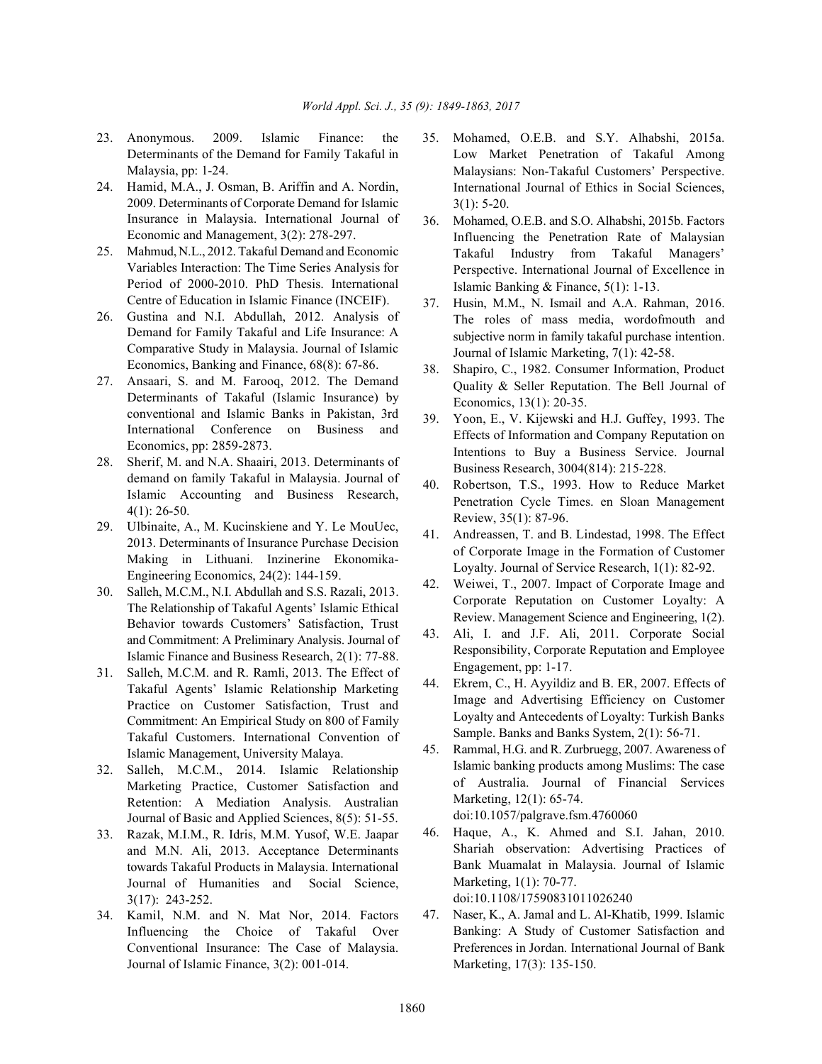23. Anonymous. 2009. Islamic Finance: the Determinants of the Demand for Family Takaful in Malaysia, pp: 1-24.
24. Hamid, M.A., J. Osman, B. Ariffin and A. Nordin, 2009. Determinants of Corporate Demand for Islamic Insurance in Malaysia. International Journal of Economic and Management, 3(2): 278-297.
25. Mahmud, N.L., 2012. Takaful Demand and Economic Variables Interaction: The Time Series Analysis for Period of 2000-2010. PhD Thesis. International Centre of Education in Islamic Finance (INCEIF).
26. Gustina and N.I. Abdullah, 2012. Analysis of Demand for Family Takaful and Life Insurance: A Comparative Study in Malaysia. Journal of Islamic Economics, Banking and Finance, 68(8): 67-86.
27. Ansaari, S. and M. Farooq, 2012. The Demand Determinants of Takaful (Islamic Insurance) by conventional and Islamic Banks in Pakistan, 3rd International Conference on Business and Economics, pp: 2859-2873.
28. Sherif, M. and N.A. Shaairi, 2013. Determinants of demand on family Takaful in Malaysia. Journal of Islamic Accounting and Business Research, 4(1): 26-50.
29. Ulbinaite, A., M. Kucinskiene and Y. Le MouUec, 2013. Determinants of Insurance Purchase Decision Making in Lithuani. Inzinerine Ekonomika-Engineering Economics, 24(2): 144-159.
30. Salleh, M.C.M., N.I. Abdullah and S.S. Razali, 2013. The Relationship of Takaful Agents' Islamic Ethical Behavior towards Customers' Satisfaction, Trust and Commitment: A Preliminary Analysis. Journal of Islamic Finance and Business Research, 2(1): 77-88.
31. Salleh, M.C.M. and R. Ramli, 2013. The Effect of Takaful Agents' Islamic Relationship Marketing Practice on Customer Satisfaction, Trust and Commitment: An Empirical Study on 800 of Family Takaful Customers. International Convention of Islamic Management, University Malaya.
32. Salleh, M.C.M., 2014. Islamic Relationship Marketing Practice, Customer Satisfaction and Retention: A Mediation Analysis. Australian Journal of Basic and Applied Sciences, 8(5): 51-55.
33. Razak, M.I.M., R. Idris, M.M. Yusof, W.E. Jaapar and M.N. Ali, 2013. Acceptance Determinants towards Takaful Products in Malaysia. International Journal of Humanities and Social Science, 3(17): 243-252.
34. Kamil, N.M. and N. Mat Nor, 2014. Factors Influencing the Choice of Takaful Over Conventional Insurance: The Case of Malaysia. Journal of Islamic Finance, 3(2): 001-014.
35. Mohamed, O.E.B. and S.Y. Alhabshi, 2015a. Low Market Penetration of Takaful Among Malaysians: Non-Takaful Customers' Perspective. International Journal of Ethics in Social Sciences, 3(1): 5-20.
36. Mohamed, O.E.B. and S.O. Alhabshi, 2015b. Factors Influencing the Penetration Rate of Malaysian Takaful Industry from Takaful Managers' Perspective. International Journal of Excellence in Islamic Banking & Finance, 5(1): 1-13.
37. Husin, M.M., N. Ismail and A.A. Rahman, 2016. The roles of mass media, wordofmouth and subjective norm in family takaful purchase intention. Journal of Islamic Marketing, 7(1): 42-58.
38. Shapiro, C., 1982. Consumer Information, Product Quality & Seller Reputation. The Bell Journal of Economics, 13(1): 20-35.
39. Yoon, E., V. Kijewski and H.J. Guffey, 1993. The Effects of Information and Company Reputation on Intentions to Buy a Business Service. Journal Business Research, 3004(814): 215-228.
40. Robertson, T.S., 1993. How to Reduce Market Penetration Cycle Times. en Sloan Management Review, 35(1): 87-96.
41. Andreassen, T. and B. Lindestad, 1998. The Effect of Corporate Image in the Formation of Customer Loyalty. Journal of Service Research, 1(1): 82-92.
42. Weiwei, T., 2007. Impact of Corporate Image and Corporate Reputation on Customer Loyalty: A Review. Management Science and Engineering, 1(2).
43. Ali, I. and J.F. Ali, 2011. Corporate Social Responsibility, Corporate Reputation and Employee Engagement, pp: 1-17.
44. Ekrem, C., H. Ayyildiz and B. ER, 2007. Effects of Image and Advertising Efficiency on Customer Loyalty and Antecedents of Loyalty: Turkish Banks Sample. Banks and Banks System, 2(1): 56-71.
45. Rammal, H.G. and R. Zurbruegg, 2007. Awareness of Islamic banking products among Muslims: The case of Australia. Journal of Financial Services Marketing, 12(1): 65-74. doi:10.1057/palgrave.fsm.4760060
46. Haque, A., K. Ahmed and S.I. Jahan, 2010. Shariah observation: Advertising Practices of Bank Muamalat in Malaysia. Journal of Islamic Marketing, 1(1): 70-77. doi:10.1108/17590831011026240
47. Naser, K., A. Jamal and L. Al-Khatib, 1999. Islamic Banking: A Study of Customer Satisfaction and Preferences in Jordan. International Journal of Bank Marketing, 17(3): 135-150.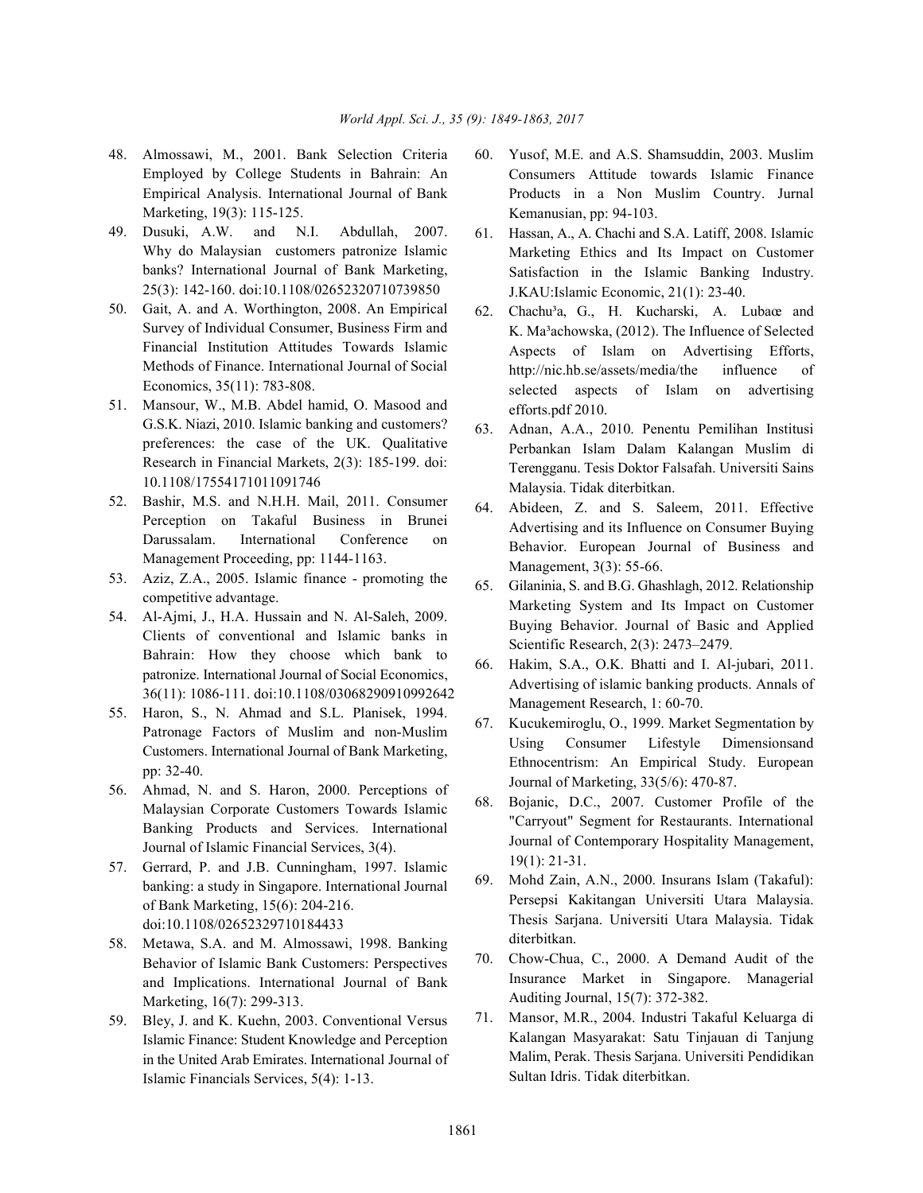48. Almossawi, M., 2001. Bank Selection Criteria Employed by College Students in Bahrain: An Empirical Analysis. International Journal of Bank Marketing, 19(3): 115-125.
49. Dusuki, A.W. and N.I. Abdullah, 2007. Why do Malaysian customers patronize Islamic banks? International Journal of Bank Marketing, 25(3): 142-160. doi:10.1108/02652320710739850
50. Gait, A. and A. Worthington, 2008. An Empirical Survey of Individual Consumer, Business Firm and Financial Institution Attitudes Towards Islamic Methods of Finance. International Journal of Social Economics, 35(11): 783-808.
51. Mansour, W., M.B. Abdel hamid, O. Masood and G.S.K. Niazi, 2010. Islamic banking and customers? preferences: the case of the UK. Qualitative Research in Financial Markets, 2(3): 185-199. doi: 10.1108/17554171011091746
52. Bashir, M.S. and N.H.H. Mail, 2011. Consumer Perception on Takaful Business in Brunei Darussalam. International Conference on Management Proceeding, pp: 1144-1163.
53. Aziz, Z.A., 2005. Islamic finance - promoting the competitive advantage.
54. Al-Ajmi, J., H.A. Hussain and N. Al-Saleh, 2009. Clients of conventional and Islamic banks in Bahrain: How they choose which bank to patronize. International Journal of Social Economics, 36(11): 1086-111. doi:10.1108/03068290910992642
55. Haron, S., N. Ahmad and S.L. Planisek, 1994. Patronage Factors of Muslim and non-Muslim Customers. International Journal of Bank Marketing, pp: 32-40.
56. Ahmad, N. and S. Haron, 2000. Perceptions of Malaysian Corporate Customers Towards Islamic Banking Products and Services. International Journal of Islamic Financial Services, 3(4).
57. Gerrard, P. and J.B. Cunningham, 1997. Islamic banking: a study in Singapore. International Journal of Bank Marketing, 15(6): 204-216. doi:10.1108/02652329710184433
58. Metawa, S.A. and M. Almossawi, 1998. Banking Behavior of Islamic Bank Customers: Perspectives and Implications. International Journal of Bank Marketing, 16(7): 299-313.
59. Bley, J. and K. Kuehn, 2003. Conventional Versus Islamic Finance: Student Knowledge and Perception in the United Arab Emirates. International Journal of Islamic Financials Services, 5(4): 1-13.
60. Yusof, M.E. and A.S. Shamsuddin, 2003. Muslim Consumers Attitude towards Islamic Finance Products in a Non Muslim Country. Jurnal Kemanusian, pp: 94-103.
61. Hassan, A., A. Chachi and S.A. Latiff, 2008. Islamic Marketing Ethics and Its Impact on Customer Satisfaction in the Islamic Banking Industry. J.KAU:Islamic Economic, 21(1): 23-40.
62. Chachu³a, G., H. Kucharski, A. Lubaœ and K. Ma³achowska, (2012). The Influence of Selected Aspects of Islam on Advertising Efforts, http://nic.hb.se/assets/media/the influence of selected aspects of Islam on advertising efforts.pdf 2010.
63. Adnan, A.A., 2010. Penentu Pemilihan Institusi Perbankan Islam Dalam Kalangan Muslim di Terengganu. Tesis Doktor Falsafah. Universiti Sains Malaysia. Tidak diterbitkan.
64. Abideen, Z. and S. Saleem, 2011. Effective Advertising and its Influence on Consumer Buying Behavior. European Journal of Business and Management, 3(3): 55-66.
65. Gilaninia, S. and B.G. Ghashlagh, 2012. Relationship Marketing System and Its Impact on Customer Buying Behavior. Journal of Basic and Applied Scientific Research, 2(3): 2473–2479.
66. Hakim, S.A., O.K. Bhatti and I. Al-jubari, 2011. Advertising of islamic banking products. Annals of Management Research, 1: 60-70.
67. Kucukemiroglu, O., 1999. Market Segmentation by Using Consumer Lifestyle Dimensionsand Ethnocentrism: An Empirical Study. European Journal of Marketing, 33(5/6): 470-87.
68. Bojanic, D.C., 2007. Customer Profile of the "Carryout" Segment for Restaurants. International Journal of Contemporary Hospitality Management, 19(1): 21-31.
69. Mohd Zain, A.N., 2000. Insurans Islam (Takaful): Persepsi Kakitangan Universiti Utara Malaysia. Thesis Sarjana. Universiti Utara Malaysia. Tidak diterbitkan.
70. Chow-Chua, C., 2000. A Demand Audit of the Insurance Market in Singapore. Managerial Auditing Journal, 15(7): 372-382.
71. Mansor, M.R., 2004. Industri Takaful Keluarga di Kalangan Masyarakat: Satu Tinjauan di Tanjung Malim, Perak. Thesis Sarjana. Universiti Pendidikan Sultan Idris. Tidak diterbitkan.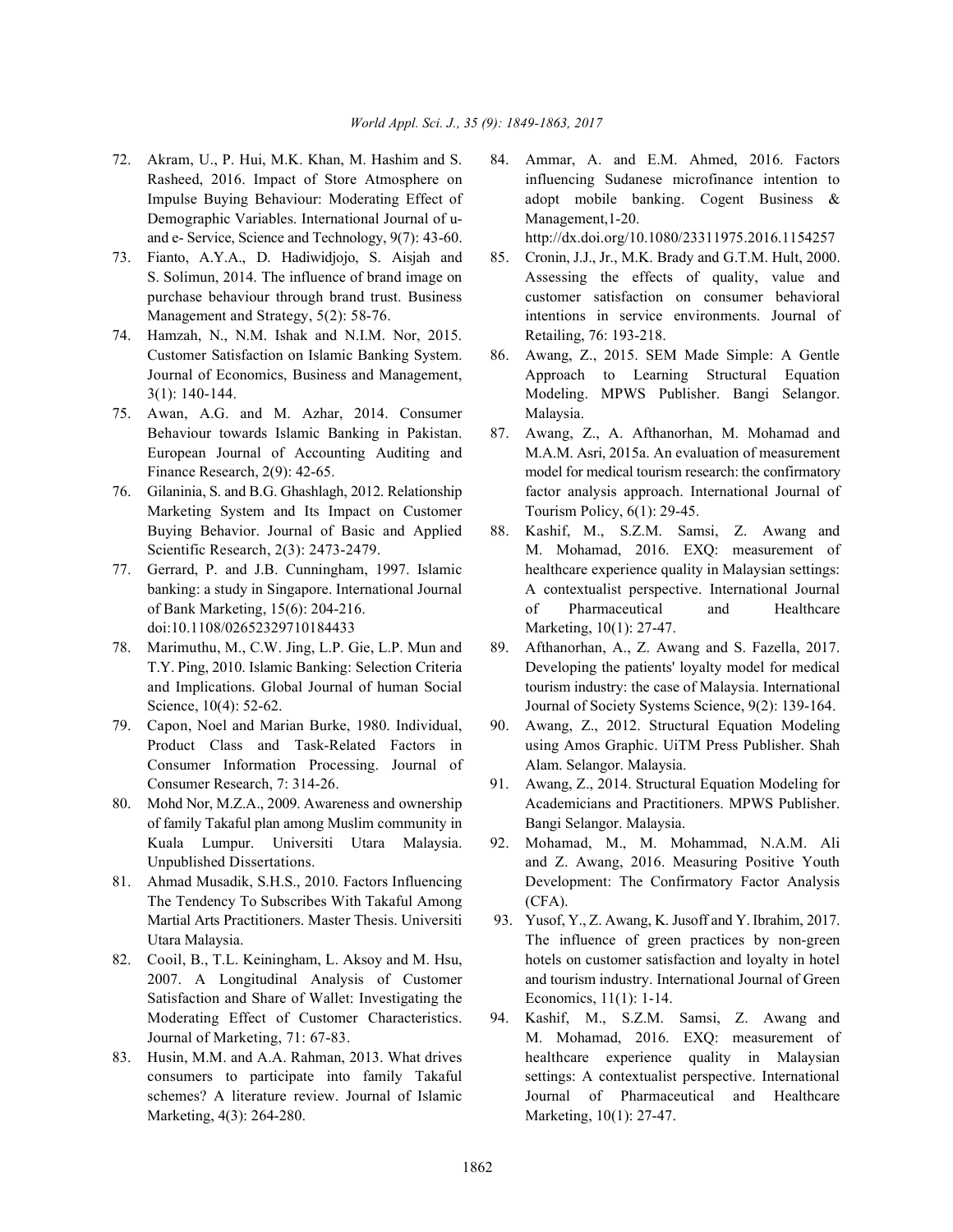72. Akram, U., P. Hui, M.K. Khan, M. Hashim and S. Rasheed, 2016. Impact of Store Atmosphere on Impulse Buying Behaviour: Moderating Effect of Demographic Variables. International Journal of u- and e- Service, Science and Technology, 9(7): 43-60.
73. Fianto, A.Y.A., D. Hadiwidjojo, S. Aisjah and S. Solimun, 2014. The influence of brand image on purchase behaviour through brand trust. Business Management and Strategy, 5(2): 58-76.
74. Hamzah, N., N.M. Ishak and N.I.M. Nor, 2015. Customer Satisfaction on Islamic Banking System. Journal of Economics, Business and Management, 3(1): 140-144.
75. Awan, A.G. and M. Azhar, 2014. Consumer Behaviour towards Islamic Banking in Pakistan. European Journal of Accounting Auditing and Finance Research, 2(9): 42-65.
76. Gilaninia, S. and B.G. Ghashlagh, 2012. Relationship Marketing System and Its Impact on Customer Buying Behavior. Journal of Basic and Applied Scientific Research, 2(3): 2473-2479.
77. Gerrard, P. and J.B. Cunningham, 1997. Islamic banking: a study in Singapore. International Journal of Bank Marketing, 15(6): 204-216. doi:10.1108/02652329710184433
78. Marimuthu, M., C.W. Jing, L.P. Gie, L.P. Mun and T.Y. Ping, 2010. Islamic Banking: Selection Criteria and Implications. Global Journal of human Social Science, 10(4): 52-62.
79. Capon, Noel and Marian Burke, 1980. Individual, Product Class and Task-Related Factors in Consumer Information Processing. Journal of Consumer Research, 7: 314-26.
80. Mohd Nor, M.Z.A., 2009. Awareness and ownership of family Takaful plan among Muslim community in Kuala Lumpur. Universiti Utara Malaysia. Unpublished Dissertations.
81. Ahmad Musadik, S.H.S., 2010. Factors Influencing The Tendency To Subscribes With Takaful Among Martial Arts Practitioners. Master Thesis. Universiti Utara Malaysia.
82. Cooil, B., T.L. Keiningham, L. Aksoy and M. Hsu, 2007. A Longitudinal Analysis of Customer Satisfaction and Share of Wallet: Investigating the Moderating Effect of Customer Characteristics. Journal of Marketing, 71: 67-83.
83. Husin, M.M. and A.A. Rahman, 2013. What drives consumers to participate into family Takaful schemes? A literature review. Journal of Islamic Marketing, 4(3): 264-280.
84. Ammar, A. and E.M. Ahmed, 2016. Factors influencing Sudanese microfinance intention to adopt mobile banking. Cogent Business & Management,1-20. http://dx.doi.org/10.1080/23311975.2016.1154257
85. Cronin, J.J., Jr., M.K. Brady and G.T.M. Hult, 2000. Assessing the effects of quality, value and customer satisfaction on consumer behavioral intentions in service environments. Journal of Retailing, 76: 193-218.
86. Awang, Z., 2015. SEM Made Simple: A Gentle Approach to Learning Structural Equation Modeling. MPWS Publisher. Bangi Selangor. Malaysia.
87. Awang, Z., A. Afthanorhan, M. Mohamad and M.A.M. Asri, 2015a. An evaluation of measurement model for medical tourism research: the confirmatory factor analysis approach. International Journal of Tourism Policy, 6(1): 29-45.
88. Kashif, M., S.Z.M. Samsi, Z. Awang and M. Mohamad, 2016. EXQ: measurement of healthcare experience quality in Malaysian settings: A contextualist perspective. International Journal of Pharmaceutical and Healthcare Marketing, 10(1): 27-47.
89. Afthanorhan, A., Z. Awang and S. Fazella, 2017. Developing the patients' loyalty model for medical tourism industry: the case of Malaysia. International Journal of Society Systems Science, 9(2): 139-164.
90. Awang, Z., 2012. Structural Equation Modeling using Amos Graphic. UiTM Press Publisher. Shah Alam. Selangor. Malaysia.
91. Awang, Z., 2014. Structural Equation Modeling for Academicians and Practitioners. MPWS Publisher. Bangi Selangor. Malaysia.
92. Mohamad, M., M. Mohammad, N.A.M. Ali and Z. Awang, 2016. Measuring Positive Youth Development: The Confirmatory Factor Analysis (CFA).
93. Yusof, Y., Z. Awang, K. Jusoff and Y. Ibrahim, 2017. The influence of green practices by non-green hotels on customer satisfaction and loyalty in hotel and tourism industry. International Journal of Green Economics, 11(1): 1-14.
94. Kashif, M., S.Z.M. Samsi, Z. Awang and M. Mohamad, 2016. EXQ: measurement of healthcare experience quality in Malaysian settings: A contextualist perspective. International Journal of Pharmaceutical and Healthcare Marketing, 10(1): 27-47.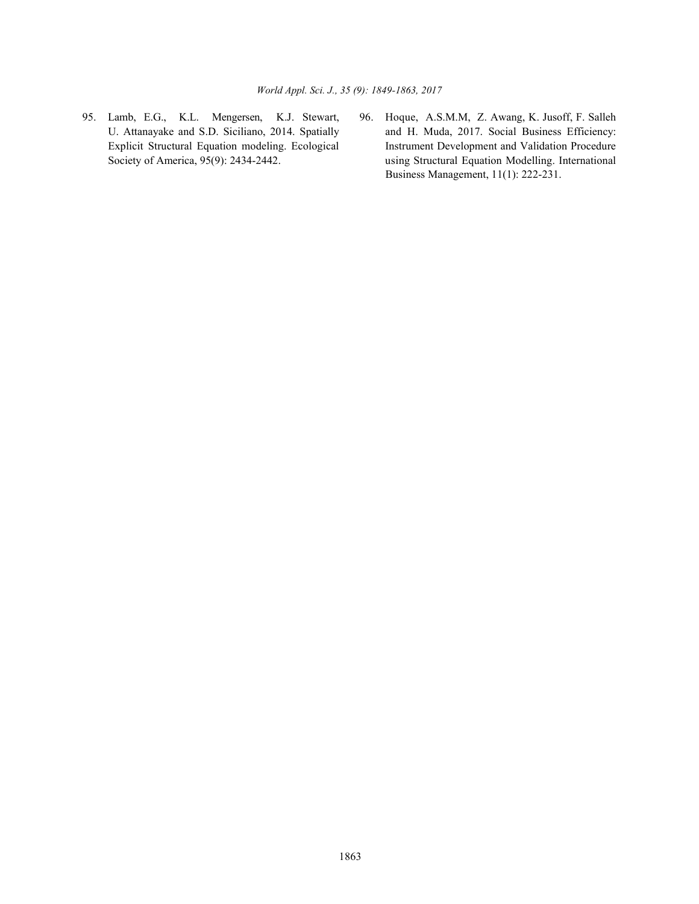95. Lamb, E.G., K.L. Mengersen, K.J. Stewart, U. Attanayake and S.D. Siciliano, 2014. Spatially Explicit Structural Equation modeling. Ecological Society of America, 95(9): 2434-2442.

96. Hoque, A.S.M.M, Z. Awang, K. Jusoff, F. Salleh and H. Muda, 2017. Social Business Efficiency: Instrument Development and Validation Procedure using Structural Equation Modelling. International Business Management, 11(1): 222-231.